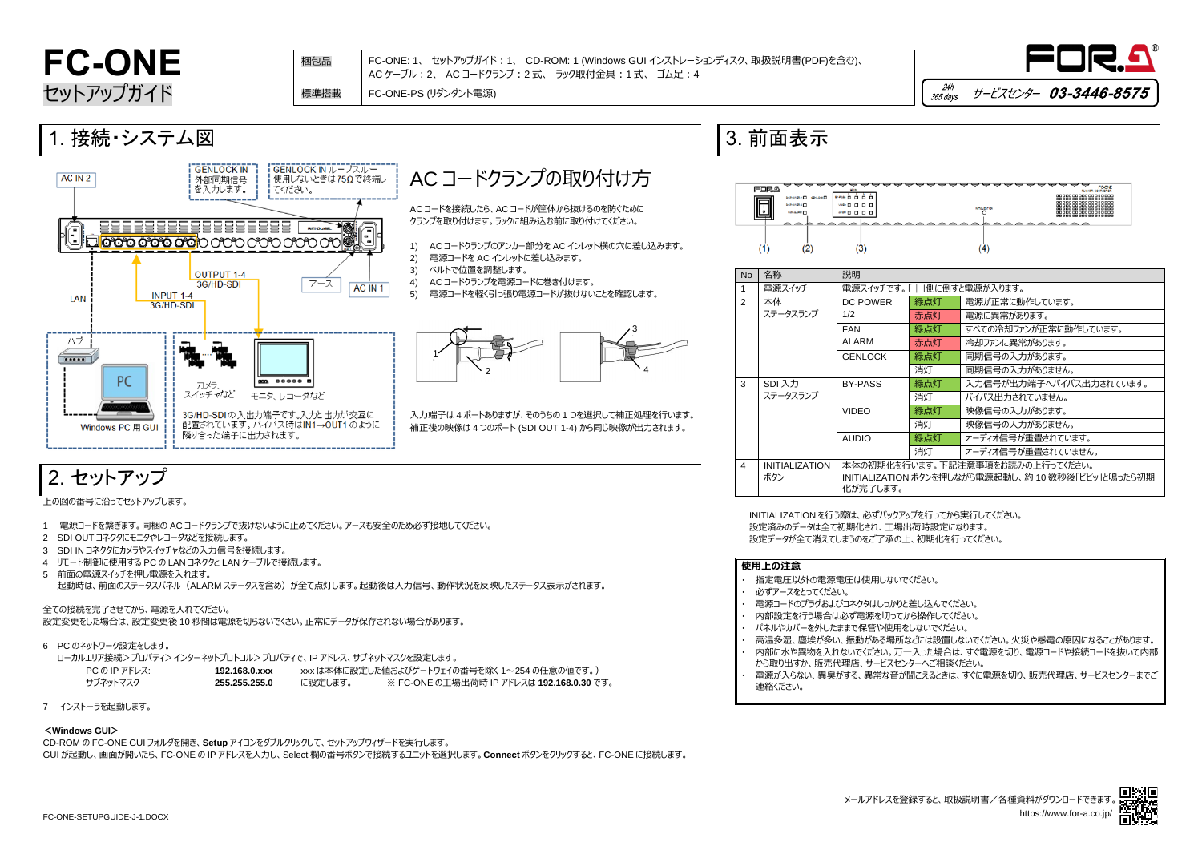# FC-ONE

セットアップガイド

| 梱包品 | FC-ONE: 1、 セットアップガイド：1、 CD-ROM: 1 (Windows GUI インストレーションディスク、取扱説明書(PDF)を含む)、AC ケーブル：2、 AC コードクランプ：2 式、 ラック取付金具：1 式、 ゴム足：4 |
|---|---|
| 標準搭載 | FC-ONE-PS (リダンダント電源) |

24h 365 days サービスセンター 03-3446-8575

## 1. 接続・システム図

AC IN 2

GENLOCK IN 外部同期信号を入力します。

GENLOCK IN ループスルー 使用しないときは 75Ω で終端してください。

OUTPUT 1-4 3G/HD-SDI

INPUT 1-4 3G/HD-SDI

アース

AC IN 1

LAN

ハブ

PC

Windows PC 用 GUI

カメラ、スイッチャなど

モニタ、レコーダなど

3G/HD-SDI の入出力端子です。入力と出力が交互に配置されています。バイパス時はIN1→OUT1 のように隣り合った端子に出力されます。

### AC コードクランプの取り付け方

AC コードを接続したら、AC コードが筐体から抜けるのを防ぐためにクランプを取り付けます。ラックに組み込む前に取り付けてください。

1) AC コードクランプのアンカー部分を AC インレット横の穴に差し込みます。
2) 電源コードを AC インレットに差し込みます。
3) ベルトで位置を調整します。
4) AC コードクランプを電源コードに巻き付けます。
5) 電源コードを軽く引っ張り電源コードが抜けないことを確認します。

入力端子は 4 ポートありますが、そのうちの 1 つを選択して補正処理を行います。補正後の映像は 4 つのポート (SDI OUT 1-4) から同じ映像が出力されます。

## 2. セットアップ

上の図の番号に沿ってセットアップします。

1 電源コードを繋ぎます。同梱の AC コードクランプで抜けないように止めてください。アースも安全のため必ず接地してください。
2 SDI OUT コネクタにモニタやレコーダなどを接続します。
3 SDI IN コネクタにカメラやスイッチャなどの入力信号を接続します。
4 リモート制御に使用する PC の LAN コネクタと LAN ケーブルで接続します。
5 前面の電源スイッチを押し電源を入れます。
  起動時は、前面のステータスパネル（ALARM ステータスを含め）が全て点灯します。起動後は入力信号、動作状況を反映したステータス表示がされます。

全ての接続を完了させてから、電源を入れてください。
設定変更をした場合は、設定変更後 10 秒間は電源を切らないでください。正常にデータが保存されない場合があります。

6 PC のネットワーク設定をします。
  ローカルエリア接続＞プロパティ＞インターネットプロトコル＞プロパティで、IP アドレス、サブネットマスクを設定します。

| | | |
|---|---|---|
| PC の IP アドレス: | **192.168.0.xxx** | xxx は本体に設定した値およびゲートウェイの番号を除く 1～254 の任意の値です。) |
| サブネットマスク | **255.255.255.0** | に設定します。 ※ FC-ONE の工場出荷時 IP アドレスは **192.168.0.30** です。 |

7 インストーラを起動します。

**＜Windows GUI＞**

CD-ROM の FC-ONE GUI フォルダを開き、**Setup** アイコンをダブルクリックして、セットアップウィザードを実行します。
GUI が起動し、画面が開いたら、FC-ONE の IP アドレスを入力し、Select 欄の番号ボタンで接続するユニットを選択します。**Connect** ボタンをクリックすると、FC-ONE に接続します。

## 3. 前面表示

(1) (2) (3) (4)

| No | 名称 | 説明 | | |
|---|---|---|---|---|
| 1 | 電源スイッチ | 電源スイッチです。「｜」側に倒すと電源が入ります。 | | |
| 2 | 本体ステータスランプ | DC POWER 1/2 | 緑点灯 | 電源が正常に動作しています。 |
| | | | 赤点灯 | 電源に異常があります。 |
| | | FAN ALARM | 緑点灯 | すべての冷却ファンが正常に動作しています。 |
| | | | 赤点灯 | 冷却ファンに異常があります。 |
| | | GENLOCK | 緑点灯 | 同期信号の入力があります。 |
| | | | 消灯 | 同期信号の入力がありません。 |
| 3 | SDI 入力ステータスランプ | BY-PASS | 緑点灯 | 入力信号が出力端子へバイパス出力されています。 |
| | | | 消灯 | バイパス出力されていません。 |
| | | VIDEO | 緑点灯 | 映像信号の入力があります。 |
| | | | 消灯 | 映像信号の入力がありません。 |
| | | AUDIO | 緑点灯 | オーディオ信号が重畳されています。 |
| | | | 消灯 | オーディオ信号が重畳されていません。 |
| 4 | INITIALIZATION ボタン | 本体の初期化を行います。下記注意事項をお読みの上行ってください。INITIALIZATION ボタンを押しながら電源起動し、約 10 数秒後「ピピッ」と鳴ったら初期化が完了します。 | | |

INITIALIZATION を行う際は、必ずバックアップを行ってから実行してください。
設定済みのデータは全て初期化され、工場出荷時設定になります。
設定データが全て消えてしまうのをご了承の上、初期化を行ってください。

**使用上の注意**

- 指定電圧以外の電源電圧は使用しないでください。
- 必ずアースをとってください。
- 電源コードのプラグおよびコネクタはしっかりと差し込んでください。
- 内部設定を行う場合は必ず電源を切ってから操作してください。
- パネルやカバーを外したままで保管や使用をしないでください。
- 高温多湿、塵埃が多い、振動がある場所などには設置しないでください。火災や感電の原因になることがあります。
- 内部に水や異物を入れないでください。万一入った場合は、すぐ電源を切り、電源コードや接続コードを抜いて内部から取り出すか、販売代理店、サービスセンターへご相談ください。
- 電源が入らない、異臭がする、異常な音が聞こえるときは、すぐに電源を切り、販売代理店、サービスセンターまでご連絡ください。

メールアドレスを登録すると、取扱説明書／各種資料がダウンロードできます。
https://www.for-a.co.jp/

FC-ONE-SETUPGUIDE-J-1.DOCX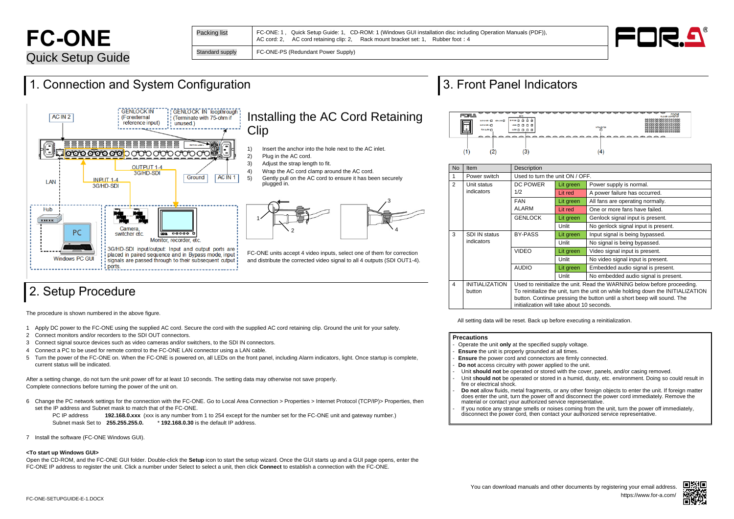# FC-ONE

Quick Setup Guide

| Packing list | FC-ONE: 1, Quick Setup Guide: 1, CD-ROM: 1 (Windows GUI installation disc including Operation Manuals (PDF)), AC cord: 2, AC cord retaining clip: 2, Rack mount bracket set: 1, Rubber foot : 4 |
|---|---|
| Standard supply | FC-ONE-PS (Redundant Power Supply) |

## 1. Connection and System Configuration

AC IN 2
GENLOCK IN (Forexternal reference input)
GENLOCK IN loopthrough (Terminate with 75-ohm if unused.)
LAN
INPUT 1-4 3G/HD-SDI
OUTPUT 1-4 3G/HD-SDI
Ground
AC IN 1
Hub
PC
Windows PC GUI
Camera, switcher etc.
Monitor, recorder, etc.

3G/HD-SDI input/output: Input and output ports are placed in paired sequence and in Bypass mode, input signals are passed through to their subsequent output ports.

### Installing the AC Cord Retaining Clip

1) Insert the anchor into the hole next to the AC inlet.
2) Plug in the AC cord.
3) Adjust the strap length to fit.
4) Wrap the AC cord clamp around the AC cord.
5) Gently pull on the AC cord to ensure it has been securely plugged in.

1 2 3 4

FC-ONE units accept 4 video inputs, select one of them for correction and distribute the corrected video signal to all 4 outputs (SDI OUT1-4).

## 2. Setup Procedure

The procedure is shown numbered in the above figure.

1 Apply DC power to the FC-ONE using the supplied AC cord. Secure the cord with the supplied AC cord retaining clip. Ground the unit for your safety.
2 Connect monitors and/or recorders to the SDI OUT connectors.
3 Connect signal source devices such as video cameras and/or switchers, to the SDI IN connectors.
4 Connect a PC to be used for remote control to the FC-ONE LAN connector using a LAN cable.
5 Turn the power of the FC-ONE on. When the FC-ONE is powered on, all LEDs on the front panel, including Alarm indicators, light. Once startup is complete, current status will be indicated.

After a setting change, do not turn the unit power off for at least 10 seconds. The setting data may otherwise not save properly.
Complete connections before turning the power of the unit on.

6 Change the PC network settings for the connection with the FC-ONE. Go to Local Area Connection > Properties > Internet Protocol (TCP/IP)> Properties, then set the IP address and Subnet mask to match that of the FC-ONE.
PC IP address **192.168.0.xxx** (xxx is any number from 1 to 254 except for the number set for the FC-ONE unit and gateway number.)
Subnet mask Set to **255.255.255.0.** * **192.168.0.30** is the default IP address.

7 Install the software (FC-ONE Windows GUI).

**<To start up Windows GUI>**
Open the CD-ROM, and the FC-ONE GUI folder. Double-click the **Setup** icon to start the setup wizard. Once the GUI starts up and a GUI page opens, enter the FC-ONE IP address to register the unit. Click a number under Select to select a unit, then click **Connect** to establish a connection with the FC-ONE.

## 3. Front Panel Indicators

(1) (2) (3) (4)

| No | Item | Description | | |
|---|---|---|---|---|
| 1 | Power switch | Used to turn the unit ON / OFF. | | |
| 2 | Unit status indicators | DC POWER 1/2 | Lit green | Power supply is normal. |
| | | | Lit red | A power failure has occurred. |
| | | FAN ALARM | Lit green | All fans are operating normally. |
| | | | Lit red | One or more fans have failed. |
| | | GENLOCK | Lit green | Genlock signal input is present. |
| | | | Unlit | No genlock signal input is present. |
| 3 | SDI IN status indicators | BY-PASS | Lit green | Input signal is being bypassed. |
| | | | Unlit | No signal is being bypassed. |
| | | VIDEO | Lit green | Video signal input is present. |
| | | | Unlit | No video signal input is present. |
| | | AUDIO | Lit green | Embedded audio signal is present. |
| | | | Unlit | No embedded audio signal is present. |
| 4 | INITIALIZATION button | Used to reinitialize the unit. Read the WARNING below before proceeding. To reinitialize the unit, turn the unit on while holding down the INITIALIZATION button. Continue pressing the button until a short beep will sound. The initialization will take about 10 seconds. | | |

All setting data will be reset. Back up before executing a reinitialization.

**Precautions**
- Operate the unit **only** at the specified supply voltage.
- **Ensure** the unit is properly grounded at all times.
- **Ensure** the power cord and connectors are firmly connected.
- **Do not** access circuitry with power applied to the unit.
- Unit **should not** be operated or stored with the cover, panels, and/or casing removed.
- Unit **should not** be operated or stored in a humid, dusty, etc. environment. Doing so could result in fire or electrical shock.
- **Do not** allow fluids, metal fragments, or any other foreign objects to enter the unit. If foreign matter does enter the unit, turn the power off and disconnect the power cord immediately. Have the material or contact your authorized service representative.
- If you notice any strange smells or noises coming from the unit, turn the power off immediately, disconnect the power cord, then contact your authorized service representative.

You can download manuals and other documents by registering your email address.
https://www.for-a.com/

FC-ONE-SETUPGUIDE-E-1.DOCX